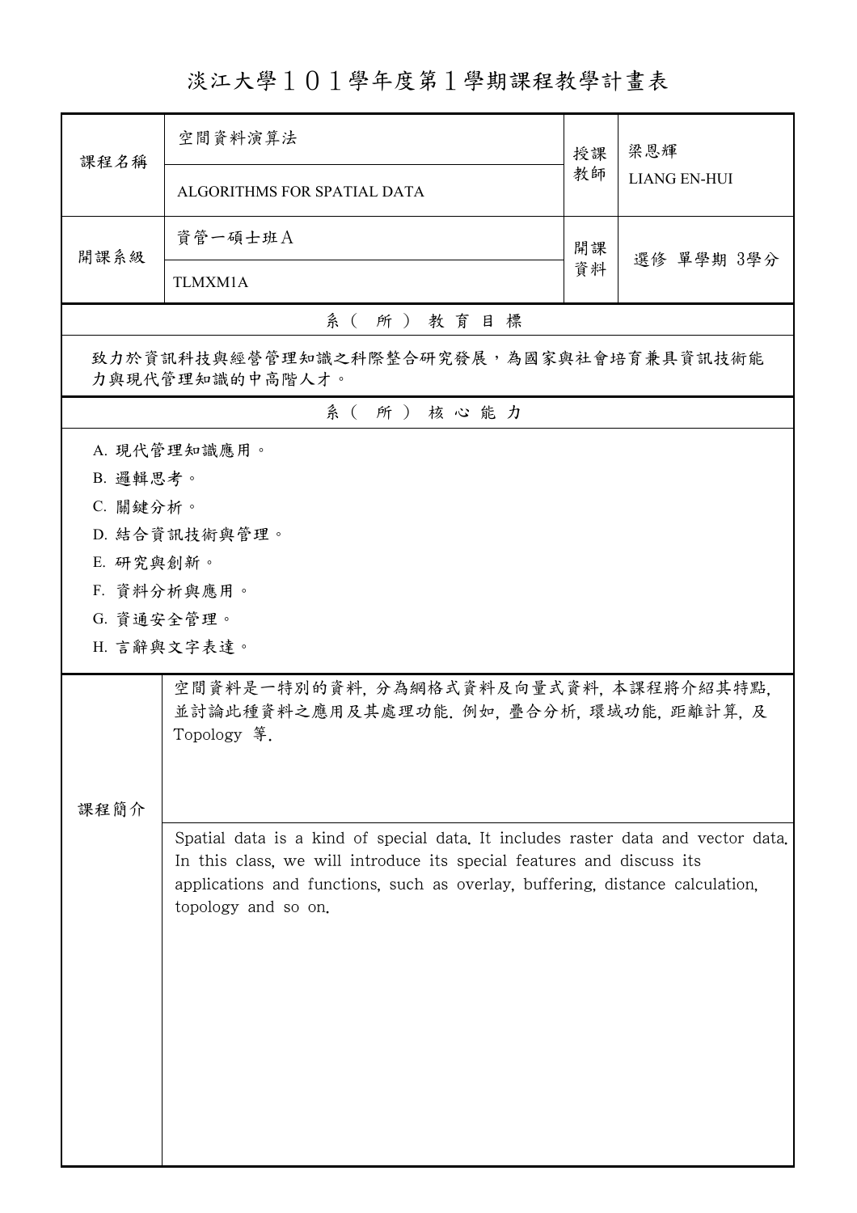# 淡江大學１０１學年度第１學期課程教學計畫表

| 課程名稱 | 空間資料演算法<br>ALGORITHMS FOR SPATIAL DATA | 授課教師 | 梁恩輝<br>LIANG EN-HUI |
|---|---|---|---|
| 開課系級 | 資管一碩士班Ａ<br>TLMXM1A | 開課資料 | 選修 單學期 3學分 |

## 系（所）教育目標

致力於資訊科技與經營管理知識之科際整合研究發展，為國家與社會培育兼具資訊技術能力與現代管理知識的中高階人才。

## 系（所）核心能力

A. 現代管理知識應用。

B. 邏輯思考。

C. 關鍵分析。

D. 結合資訊技術與管理。

E. 研究與創新。

F. 資料分析與應用。

G. 資通安全管理。

H. 言辭與文字表達。

## 課程簡介

空間資料是一特別的資料, 分為網格式資料及向量式資料, 本課程將介紹其特點, 並討論此種資料之應用及其處理功能. 例如, 疊合分析, 環域功能, 距離計算, 及 Topology 等.

Spatial data is a kind of special data. It includes raster data and vector data. In this class, we will introduce its special features and discuss its applications and functions, such as overlay, buffering, distance calculation, topology and so on.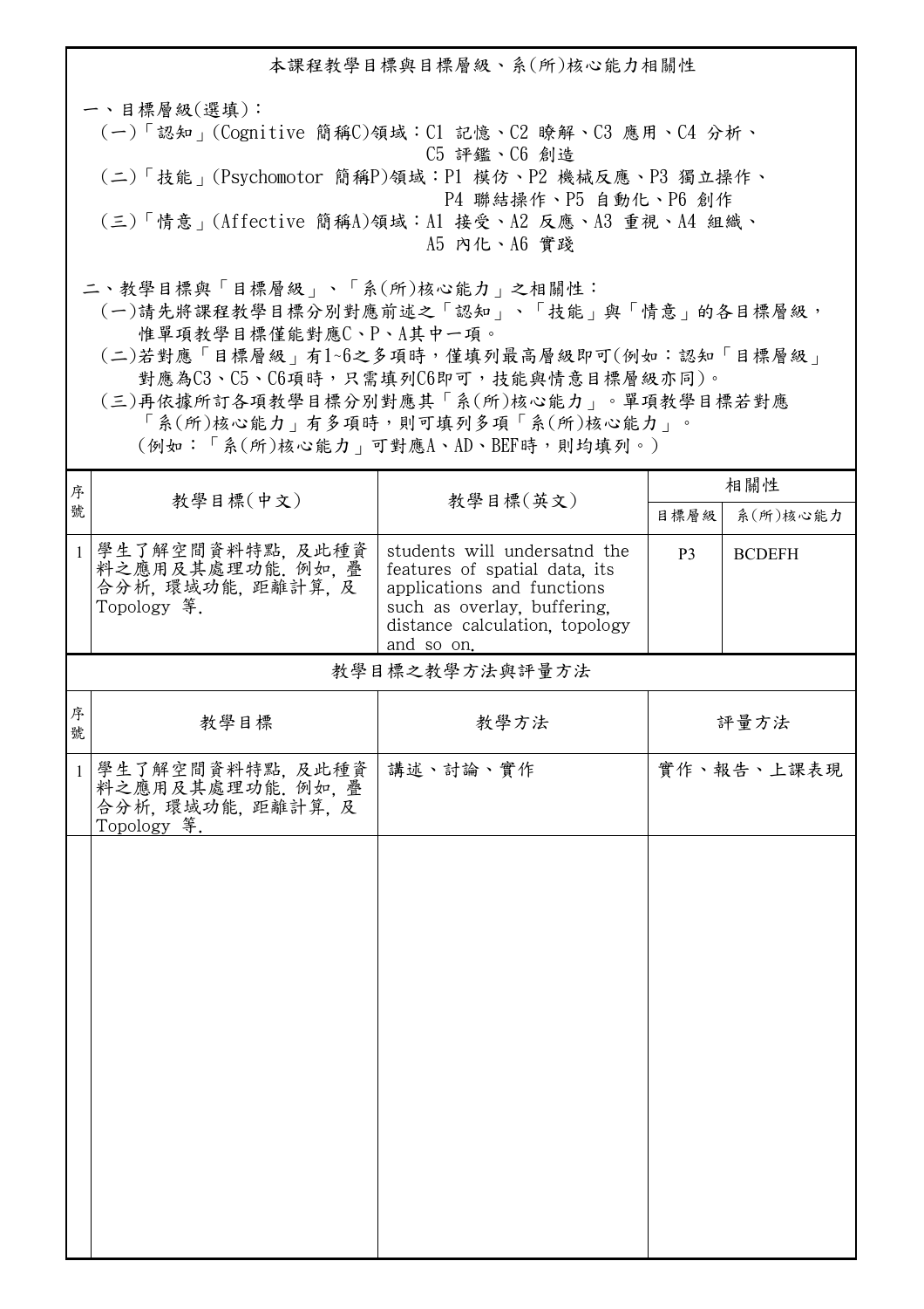## 本課程教學目標與目標層級、系(所)核心能力相關性

一、目標層級(選填)：

(一)「認知」(Cognitive 簡稱C)領域：C1 記憶、C2 瞭解、C3 應用、C4 分析、C5 評鑑、C6 創造

(二)「技能」(Psychomotor 簡稱P)領域：P1 模仿、P2 機械反應、P3 獨立操作、P4 聯結操作、P5 自動化、P6 創作

(三)「情意」(Affective 簡稱A)領域：A1 接受、A2 反應、A3 重視、A4 組織、A5 內化、A6 實踐

二、教學目標與「目標層級」、「系(所)核心能力」之相關性：

(一)請先將課程教學目標分別對應前述之「認知」、「技能」與「情意」的各目標層級，惟單項教學目標僅能對應C、P、A其中一項。

(二)若對應「目標層級」有1~6之多項時，僅填列最高層級即可(例如：認知「目標層級」對應為C3、C5、C6項時，只需填列C6即可，技能與情意目標層級亦同)。

(三)再依據所訂各項教學目標分別對應其「系(所)核心能力」。單項教學目標若對應「系(所)核心能力」有多項時，則可填列多項「系(所)核心能力」。(例如：「系(所)核心能力」可對應A、AD、BEF時，則均填列。)

| 序號 | 教學目標(中文) | 教學目標(英文) | 相關性 | |
|---|---|---|---|---|
| | | | 目標層級 | 系(所)核心能力 |
| 1 | 學生了解空間資料特點, 及此種資料之應用及其處理功能. 例如, 疊合分析, 環域功能, 距離計算, 及 Topology 等. | students will undersatnd the features of spatial data, its applications and functions such as overlay, buffering, distance calculation, topology and so on. | P3 | BCDEFH |

## 教學目標之教學方法與評量方法

| 序號 | 教學目標 | 教學方法 | 評量方法 |
|---|---|---|---|
| 1 | 學生了解空間資料特點, 及此種資料之應用及其處理功能. 例如, 疊合分析, 環域功能, 距離計算, 及 Topology 等. | 講述、討論、實作 | 實作、報告、上課表現 |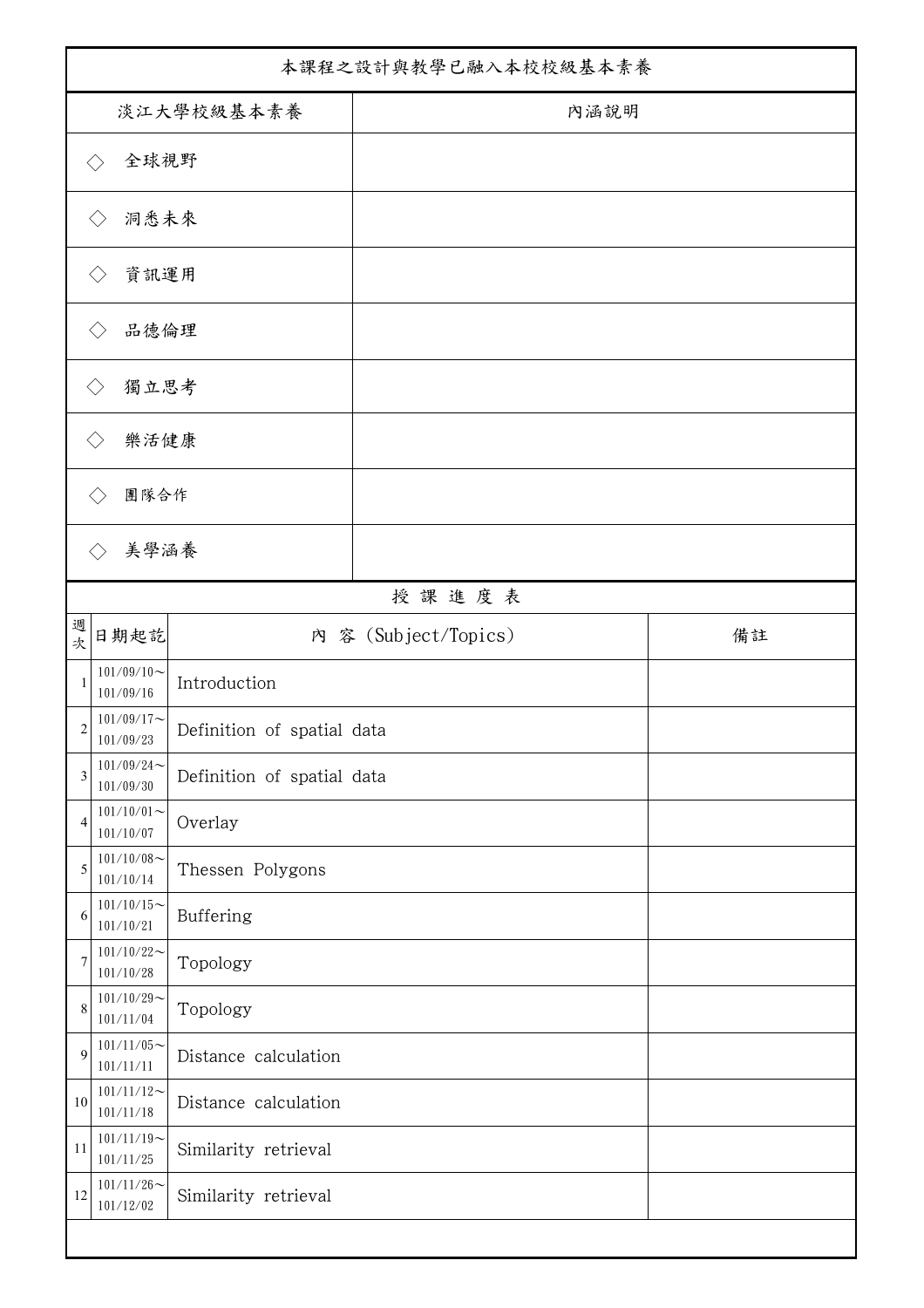| 本課程之設計與教學已融入本校校級基本素養 | |
|---|---|
| 淡江大學校級基本素養 | 內涵說明 |
| ◇ 全球視野 | |
| ◇ 洞悉未來 | |
| ◇ 資訊運用 | |
| ◇ 品德倫理 | |
| ◇ 獨立思考 | |
| ◇ 樂活健康 | |
| ◇ 團隊合作 | |
| ◇ 美學涵養 | |

授 課 進 度 表

| 週次 | 日期起訖 | 內 容 (Subject/Topics) | 備註 |
|---|---|---|---|
| 1 | 101/09/10～101/09/16 | Introduction | |
| 2 | 101/09/17～101/09/23 | Definition of spatial data | |
| 3 | 101/09/24～101/09/30 | Definition of spatial data | |
| 4 | 101/10/01～101/10/07 | Overlay | |
| 5 | 101/10/08～101/10/14 | Thessen Polygons | |
| 6 | 101/10/15～101/10/21 | Buffering | |
| 7 | 101/10/22～101/10/28 | Topology | |
| 8 | 101/10/29～101/11/04 | Topology | |
| 9 | 101/11/05～101/11/11 | Distance calculation | |
| 10 | 101/11/12～101/11/18 | Distance calculation | |
| 11 | 101/11/19～101/11/25 | Similarity retrieval | |
| 12 | 101/11/26～101/12/02 | Similarity retrieval | |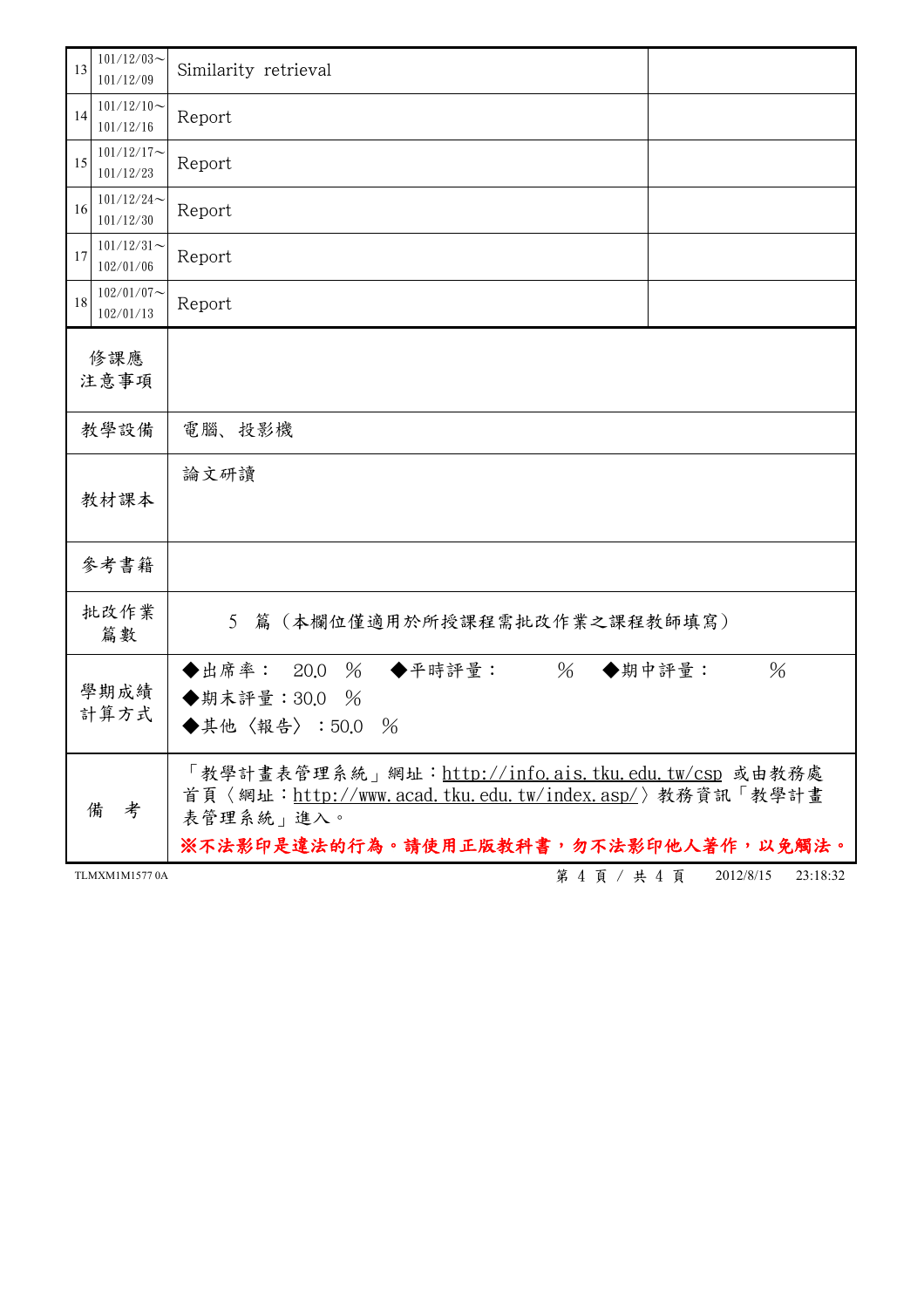| | | | |
|---|---|---|---|
| 13 | 101/12/03～<br>101/12/09 | Similarity retrieval | |
| 14 | 101/12/10～<br>101/12/16 | Report | |
| 15 | 101/12/17～<br>101/12/23 | Report | |
| 16 | 101/12/24～<br>101/12/30 | Report | |
| 17 | 101/12/31～<br>102/01/06 | Report | |
| 18 | 102/01/07～<br>102/01/13 | Report | |

| | |
|---|---|
| 修課應注意事項 | |
| 教學設備 | 電腦、投影機 |
| 教材課本 | 論文研讀 |
| 參考書籍 | |
| 批改作業篇數 | 5 篇（本欄位僅適用於所授課程需批改作業之課程教師填寫） |
| 學期成績計算方式 | ◆出席率： 20.0 ％ ◆平時評量： ％ ◆期中評量： ％<br>◆期末評量：30.0 ％<br>◆其他〈報告〉：50.0 ％ |
| 備 考 | 「教學計畫表管理系統」網址：http://info.ais.tku.edu.tw/csp 或由教務處首頁〈網址：http://www.acad.tku.edu.tw/index.asp/〉教務資訊「教學計畫表管理系統」進入。<br>**※不法影印是違法的行為。請使用正版教科書，勿不法影印他人著作，以免觸法。** |

TLMXM1M1577 0A 2012/8/15 23:18:32